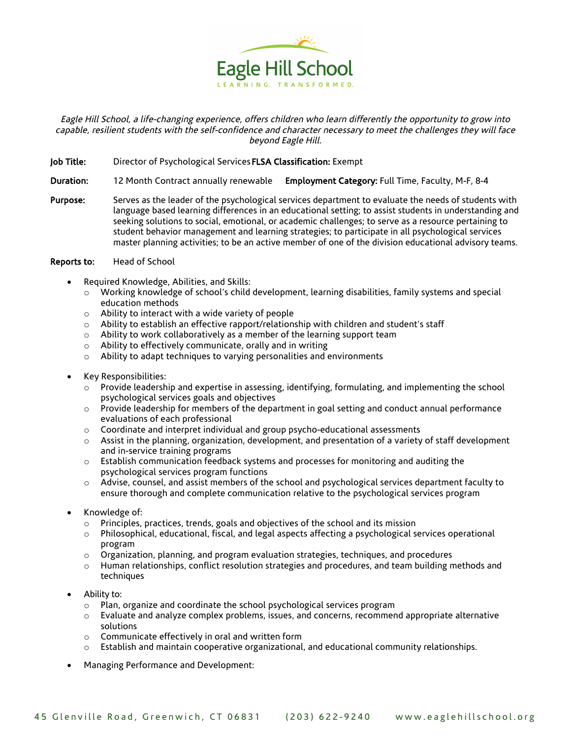# Eagle Hill School

LEARNING. TRANSFORMED.

*Eagle Hill School, a life-changing experience, offers children who learn differently the opportunity to grow into capable, resilient students with the self-confidence and character necessary to meet the challenges they will face beyond Eagle Hill.*

**Job Title:** Director of Psychological Services **FLSA Classification:** Exempt

**Duration:** 12 Month Contract annually renewable **Employment Category:** Full Time, Faculty, M-F, 8-4

**Purpose:** Serves as the leader of the psychological services department to evaluate the needs of students with language based learning differences in an educational setting; to assist students in understanding and seeking solutions to social, emotional, or academic challenges; to serve as a resource pertaining to student behavior management and learning strategies; to participate in all psychological services master planning activities; to be an active member of one of the division educational advisory teams.

**Reports to:** Head of School

- Required Knowledge, Abilities, and Skills:
  - Working knowledge of school's child development, learning disabilities, family systems and special education methods
  - Ability to interact with a wide variety of people
  - Ability to establish an effective rapport/relationship with children and student's staff
  - Ability to work collaboratively as a member of the learning support team
  - Ability to effectively communicate, orally and in writing
  - Ability to adapt techniques to varying personalities and environments

- Key Responsibilities:
  - Provide leadership and expertise in assessing, identifying, formulating, and implementing the school psychological services goals and objectives
  - Provide leadership for members of the department in goal setting and conduct annual performance evaluations of each professional
  - Coordinate and interpret individual and group psycho-educational assessments
  - Assist in the planning, organization, development, and presentation of a variety of staff development and in-service training programs
  - Establish communication feedback systems and processes for monitoring and auditing the psychological services program functions
  - Advise, counsel, and assist members of the school and psychological services department faculty to ensure thorough and complete communication relative to the psychological services program

- Knowledge of:
  - Principles, practices, trends, goals and objectives of the school and its mission
  - Philosophical, educational, fiscal, and legal aspects affecting a psychological services operational program
  - Organization, planning, and program evaluation strategies, techniques, and procedures
  - Human relationships, conflict resolution strategies and procedures, and team building methods and techniques

- Ability to:
  - Plan, organize and coordinate the school psychological services program
  - Evaluate and analyze complex problems, issues, and concerns, recommend appropriate alternative solutions
  - Communicate effectively in oral and written form
  - Establish and maintain cooperative organizational, and educational community relationships.

- Managing Performance and Development: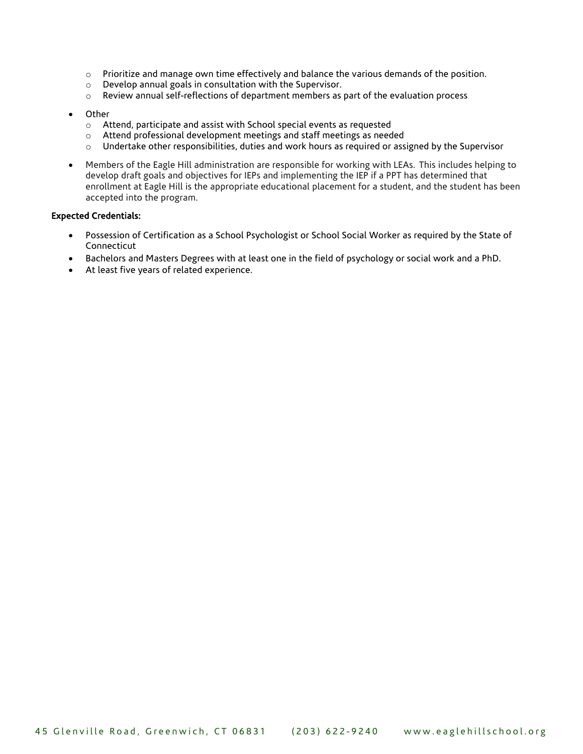- Prioritize and manage own time effectively and balance the various demands of the position.
  - Develop annual goals in consultation with the Supervisor.
  - Review annual self-reflections of department members as part of the evaluation process

- Other
  - Attend, participate and assist with School special events as requested
  - Attend professional development meetings and staff meetings as needed
  - Undertake other responsibilities, duties and work hours as required or assigned by the Supervisor

- Members of the Eagle Hill administration are responsible for working with LEAs. This includes helping to develop draft goals and objectives for IEPs and implementing the IEP if a PPT has determined that enrollment at Eagle Hill is the appropriate educational placement for a student, and the student has been accepted into the program.

**Expected Credentials:**

- Possession of Certification as a School Psychologist or School Social Worker as required by the State of Connecticut
- Bachelors and Masters Degrees with at least one in the field of psychology or social work and a PhD.
- At least five years of related experience.